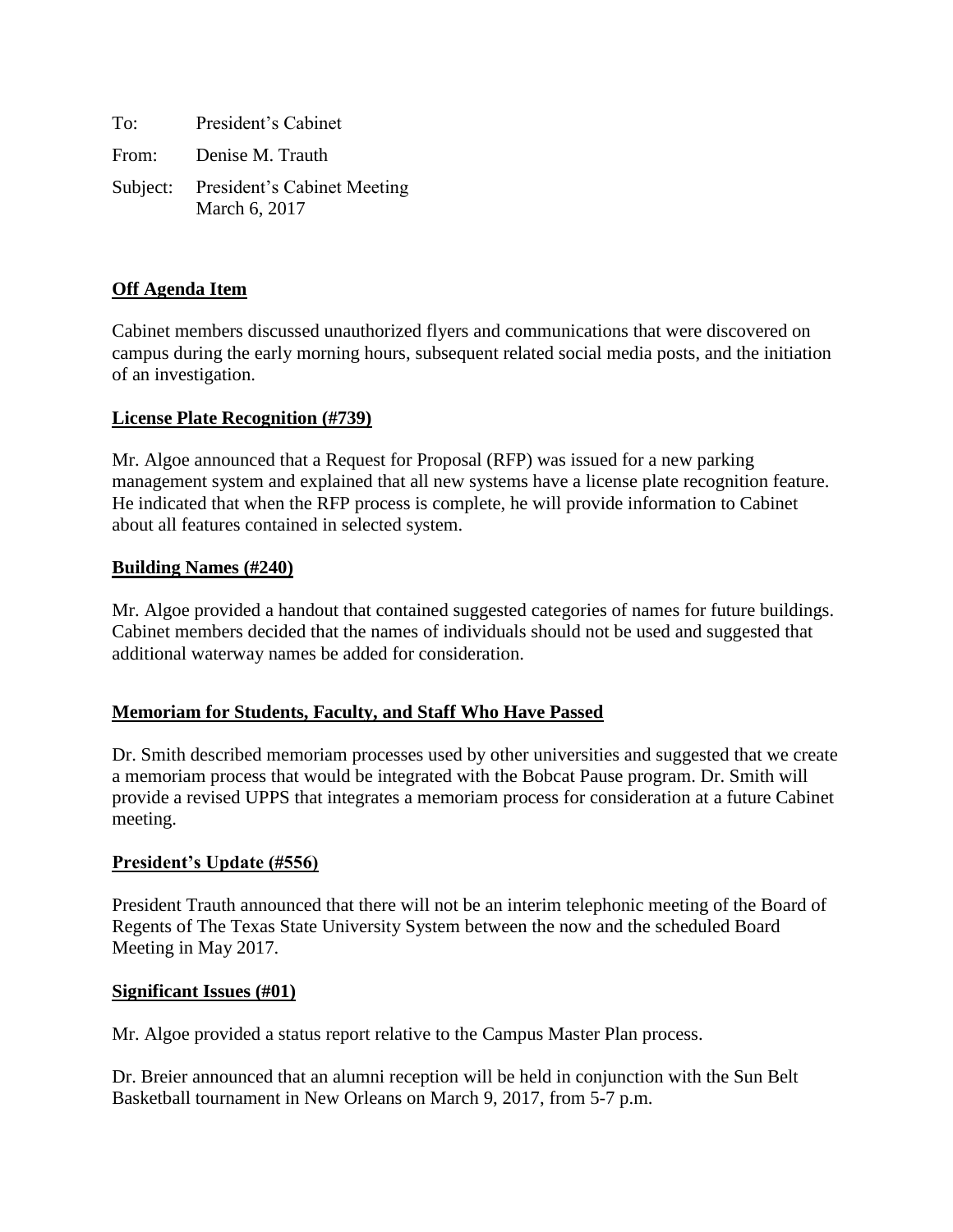To: President's Cabinet

From: Denise M. Trauth

Subject: President's Cabinet Meeting
March 6, 2017

**Off Agenda Item**

Cabinet members discussed unauthorized flyers and communications that were discovered on campus during the early morning hours, subsequent related social media posts, and the initiation of an investigation.

**License Plate Recognition (#739)**

Mr. Algoe announced that a Request for Proposal (RFP) was issued for a new parking management system and explained that all new systems have a license plate recognition feature. He indicated that when the RFP process is complete, he will provide information to Cabinet about all features contained in selected system.

**Building Names (#240)**

Mr. Algoe provided a handout that contained suggested categories of names for future buildings. Cabinet members decided that the names of individuals should not be used and suggested that additional waterway names be added for consideration.

**Memoriam for Students, Faculty, and Staff Who Have Passed**

Dr. Smith described memoriam processes used by other universities and suggested that we create a memoriam process that would be integrated with the Bobcat Pause program. Dr. Smith will provide a revised UPPS that integrates a memoriam process for consideration at a future Cabinet meeting.

**President's Update (#556)**

President Trauth announced that there will not be an interim telephonic meeting of the Board of Regents of The Texas State University System between the now and the scheduled Board Meeting in May 2017.

**Significant Issues (#01)**

Mr. Algoe provided a status report relative to the Campus Master Plan process.

Dr. Breier announced that an alumni reception will be held in conjunction with the Sun Belt Basketball tournament in New Orleans on March 9, 2017, from 5-7 p.m.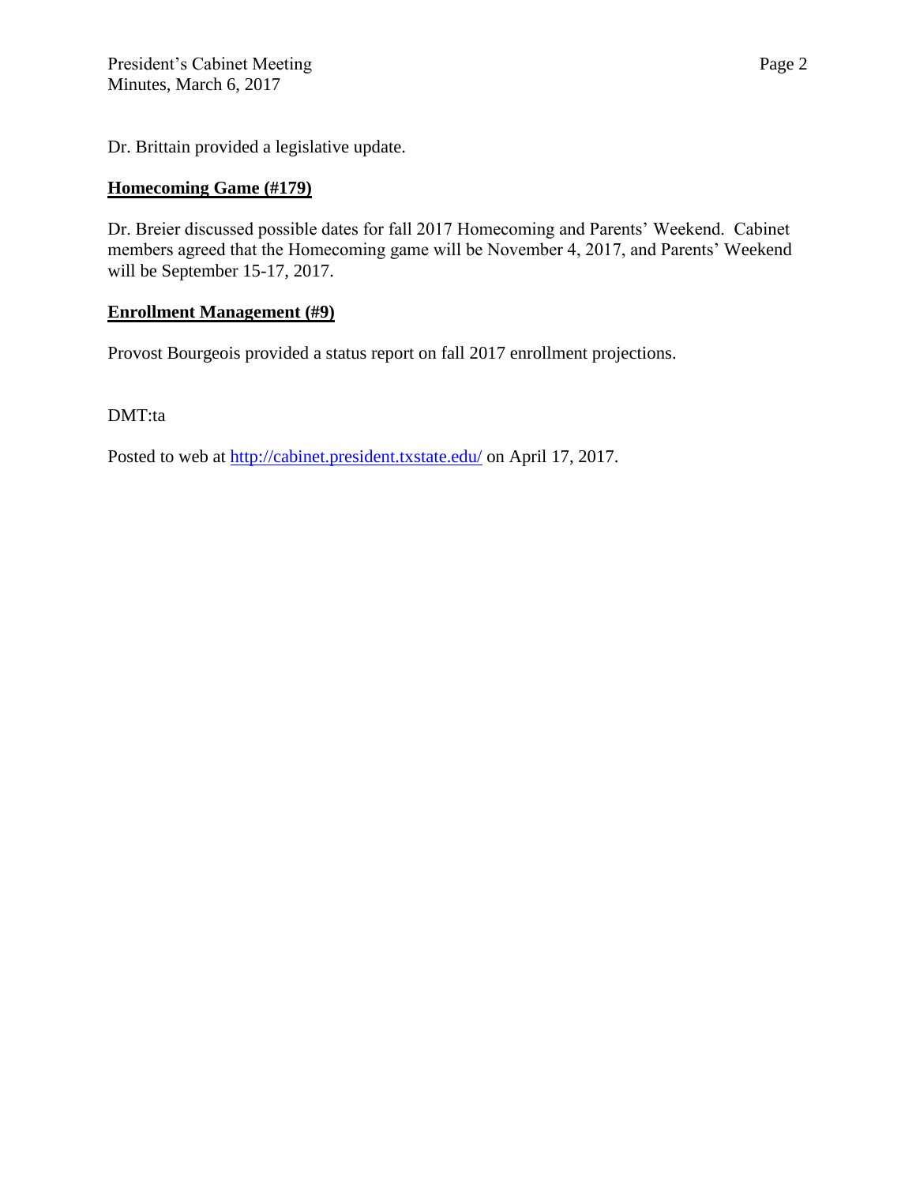Dr. Brittain provided a legislative update.

**Homecoming Game (#179)**

Dr. Breier discussed possible dates for fall 2017 Homecoming and Parents' Weekend. Cabinet members agreed that the Homecoming game will be November 4, 2017, and Parents' Weekend will be September 15-17, 2017.

**Enrollment Management (#9)**

Provost Bourgeois provided a status report on fall 2017 enrollment projections.

DMT:ta

Posted to web at http://cabinet.president.txstate.edu/ on April 17, 2017.